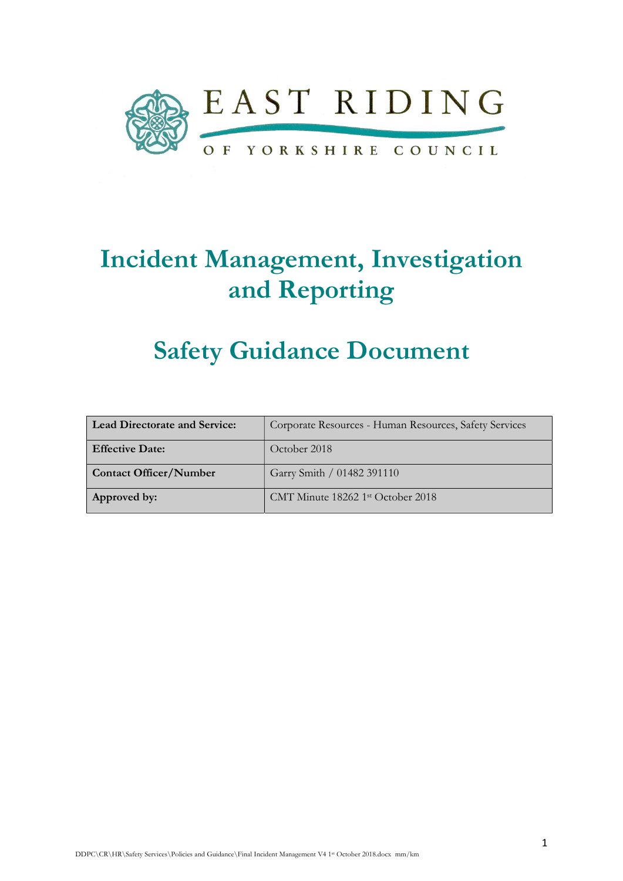EAST RIDING

OF YORKSHIRE COUNCIL

# Incident Management, Investigation and Reporting

# Safety Guidance Document

| **Lead Directorate and Service:** | Corporate Resources - Human Resources, Safety Services |
|---|---|
| **Effective Date:** | October 2018 |
| **Contact Officer/Number** | Garry Smith / 01482 391110 |
| **Approved by:** | CMT Minute 18262 1st October 2018 |

DDPC\CR\HR\Safety Services\Policies and Guidance\Final Incident Management V4 1st October 2018.docx mm/km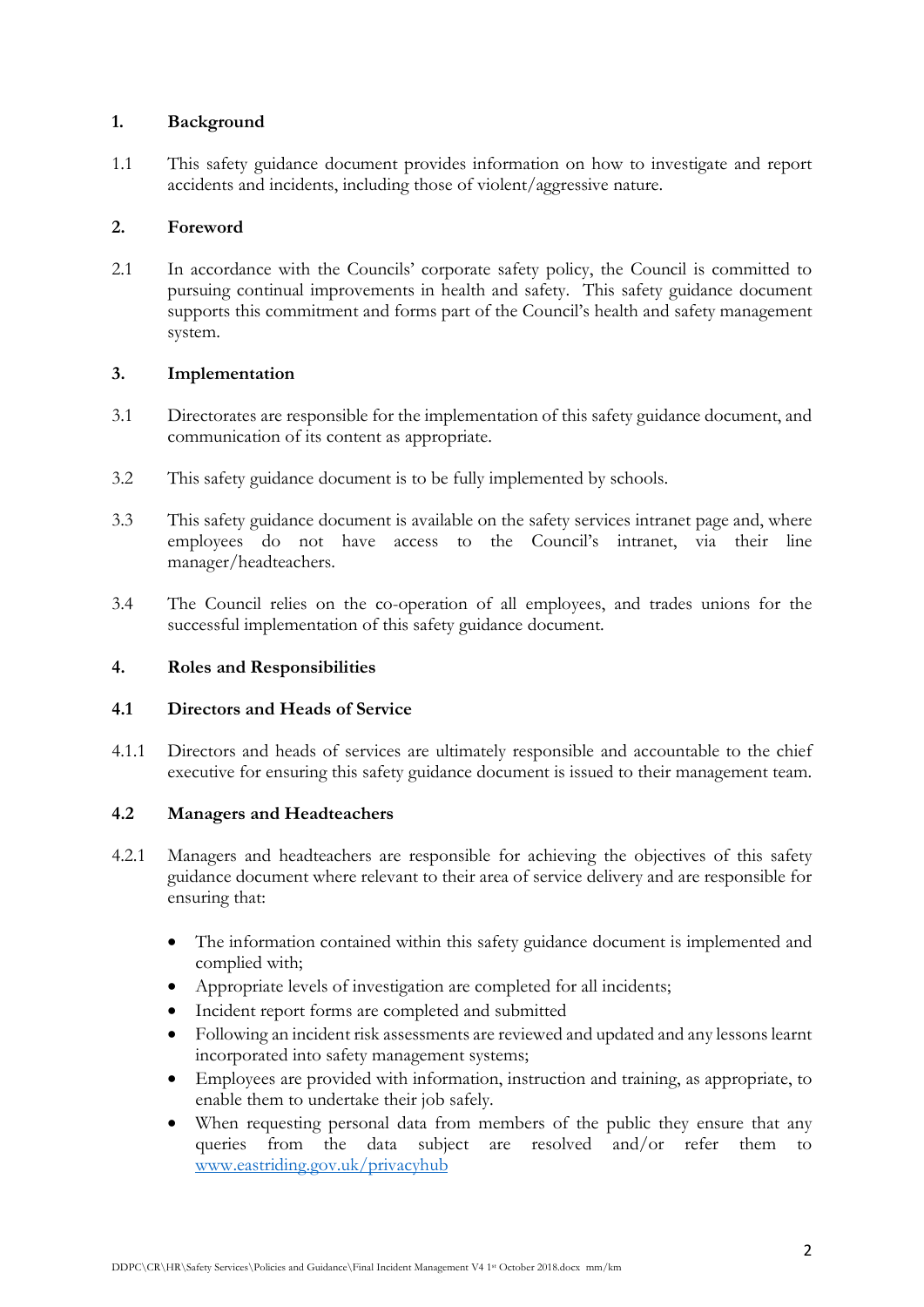## 1. Background

1.1 This safety guidance document provides information on how to investigate and report accidents and incidents, including those of violent/aggressive nature.

## 2. Foreword

2.1 In accordance with the Councils' corporate safety policy, the Council is committed to pursuing continual improvements in health and safety. This safety guidance document supports this commitment and forms part of the Council's health and safety management system.

## 3. Implementation

3.1 Directorates are responsible for the implementation of this safety guidance document, and communication of its content as appropriate.

3.2 This safety guidance document is to be fully implemented by schools.

3.3 This safety guidance document is available on the safety services intranet page and, where employees do not have access to the Council's intranet, via their line manager/headteachers.

3.4 The Council relies on the co-operation of all employees, and trades unions for the successful implementation of this safety guidance document.

## 4. Roles and Responsibilities

### 4.1 Directors and Heads of Service

4.1.1 Directors and heads of services are ultimately responsible and accountable to the chief executive for ensuring this safety guidance document is issued to their management team.

### 4.2 Managers and Headteachers

4.2.1 Managers and headteachers are responsible for achieving the objectives of this safety guidance document where relevant to their area of service delivery and are responsible for ensuring that:

- The information contained within this safety guidance document is implemented and complied with;
- Appropriate levels of investigation are completed for all incidents;
- Incident report forms are completed and submitted
- Following an incident risk assessments are reviewed and updated and any lessons learnt incorporated into safety management systems;
- Employees are provided with information, instruction and training, as appropriate, to enable them to undertake their job safely.
- When requesting personal data from members of the public they ensure that any queries from the data subject are resolved and/or refer them to www.eastriding.gov.uk/privacyhub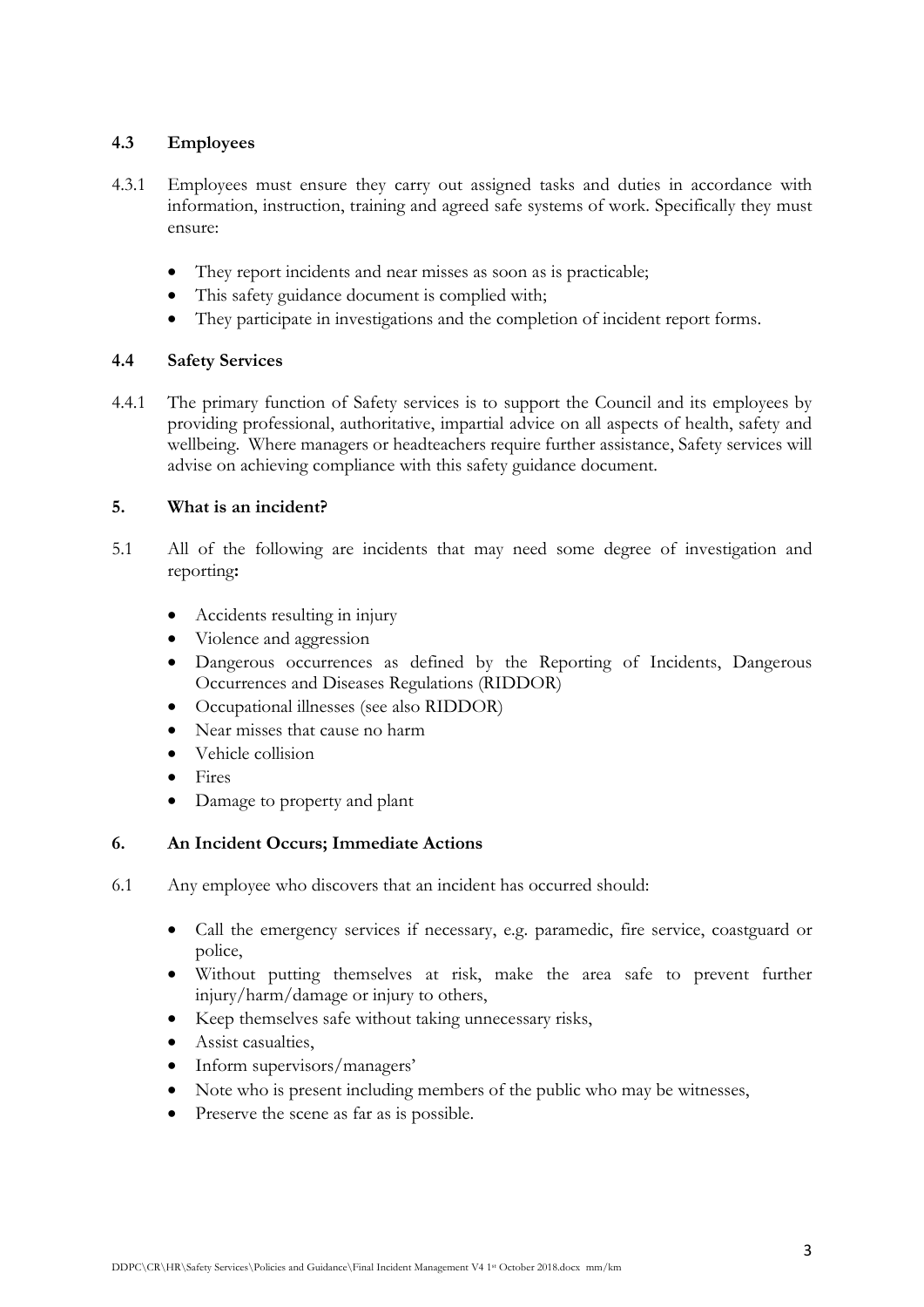### 4.3 Employees

4.3.1 Employees must ensure they carry out assigned tasks and duties in accordance with information, instruction, training and agreed safe systems of work. Specifically they must ensure:

- They report incidents and near misses as soon as is practicable;
- This safety guidance document is complied with;
- They participate in investigations and the completion of incident report forms.

### 4.4 Safety Services

4.4.1 The primary function of Safety services is to support the Council and its employees by providing professional, authoritative, impartial advice on all aspects of health, safety and wellbeing. Where managers or headteachers require further assistance, Safety services will advise on achieving compliance with this safety guidance document.

## 5. What is an incident?

5.1 All of the following are incidents that may need some degree of investigation and reporting**:**

- Accidents resulting in injury
- Violence and aggression
- Dangerous occurrences as defined by the Reporting of Incidents, Dangerous Occurrences and Diseases Regulations (RIDDOR)
- Occupational illnesses (see also RIDDOR)
- Near misses that cause no harm
- Vehicle collision
- Fires
- Damage to property and plant

## 6. An Incident Occurs; Immediate Actions

6.1 Any employee who discovers that an incident has occurred should:

- Call the emergency services if necessary, e.g. paramedic, fire service, coastguard or police,
- Without putting themselves at risk, make the area safe to prevent further injury/harm/damage or injury to others,
- Keep themselves safe without taking unnecessary risks,
- Assist casualties,
- Inform supervisors/managers'
- Note who is present including members of the public who may be witnesses,
- Preserve the scene as far as is possible.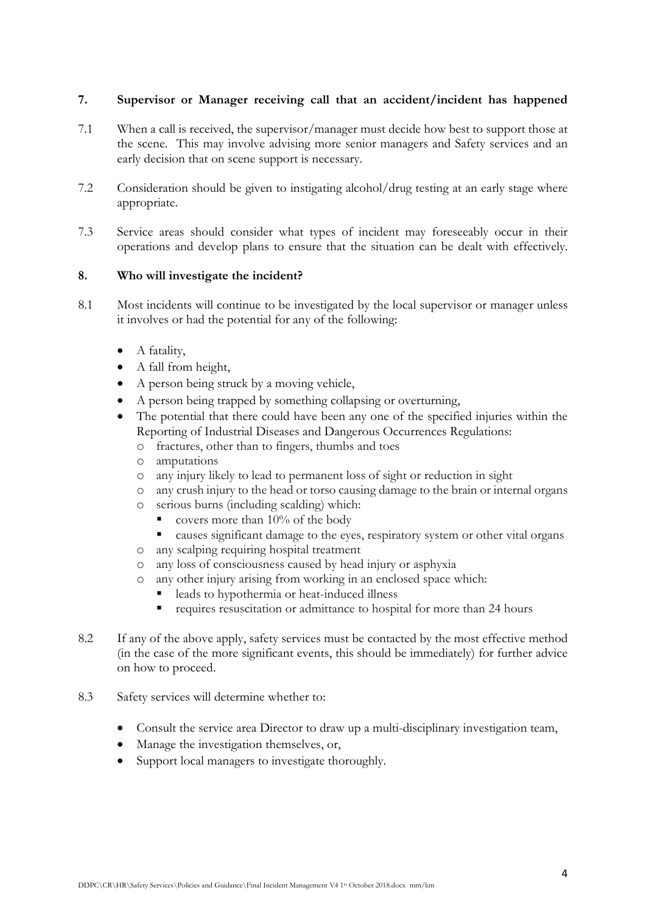## 7. Supervisor or Manager receiving call that an accident/incident has happened

7.1 When a call is received, the supervisor/manager must decide how best to support those at the scene. This may involve advising more senior managers and Safety services and an early decision that on scene support is necessary.

7.2 Consideration should be given to instigating alcohol/drug testing at an early stage where appropriate.

7.3 Service areas should consider what types of incident may foreseeably occur in their operations and develop plans to ensure that the situation can be dealt with effectively.

## 8. Who will investigate the incident?

8.1 Most incidents will continue to be investigated by the local supervisor or manager unless it involves or had the potential for any of the following:

- A fatality,
- A fall from height,
- A person being struck by a moving vehicle,
- A person being trapped by something collapsing or overturning,
- The potential that there could have been any one of the specified injuries within the Reporting of Industrial Diseases and Dangerous Occurrences Regulations:
  - fractures, other than to fingers, thumbs and toes
  - amputations
  - any injury likely to lead to permanent loss of sight or reduction in sight
  - any crush injury to the head or torso causing damage to the brain or internal organs
  - serious burns (including scalding) which:
    - covers more than 10% of the body
    - causes significant damage to the eyes, respiratory system or other vital organs
  - any scalping requiring hospital treatment
  - any loss of consciousness caused by head injury or asphyxia
  - any other injury arising from working in an enclosed space which:
    - leads to hypothermia or heat-induced illness
    - requires resuscitation or admittance to hospital for more than 24 hours

8.2 If any of the above apply, safety services must be contacted by the most effective method (in the case of the more significant events, this should be immediately) for further advice on how to proceed.

8.3 Safety services will determine whether to:

- Consult the service area Director to draw up a multi-disciplinary investigation team,
- Manage the investigation themselves, or,
- Support local managers to investigate thoroughly.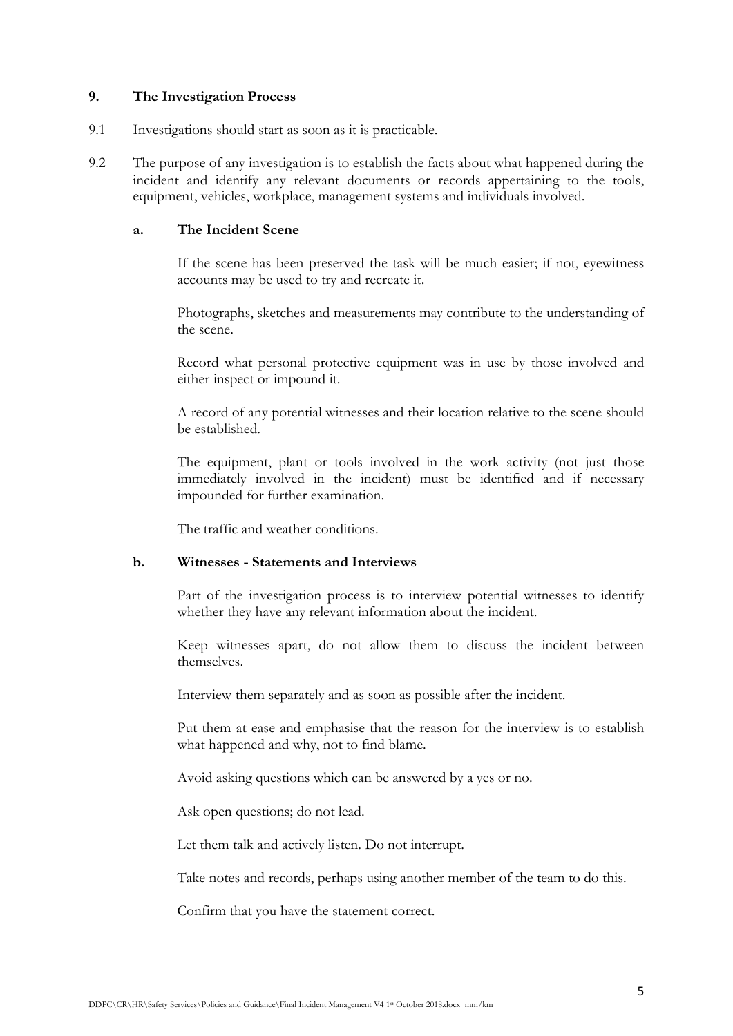## 9. The Investigation Process

9.1 Investigations should start as soon as it is practicable.

9.2 The purpose of any investigation is to establish the facts about what happened during the incident and identify any relevant documents or records appertaining to the tools, equipment, vehicles, workplace, management systems and individuals involved.

### a. The Incident Scene

If the scene has been preserved the task will be much easier; if not, eyewitness accounts may be used to try and recreate it.

Photographs, sketches and measurements may contribute to the understanding of the scene.

Record what personal protective equipment was in use by those involved and either inspect or impound it.

A record of any potential witnesses and their location relative to the scene should be established.

The equipment, plant or tools involved in the work activity (not just those immediately involved in the incident) must be identified and if necessary impounded for further examination.

The traffic and weather conditions.

### b. Witnesses - Statements and Interviews

Part of the investigation process is to interview potential witnesses to identify whether they have any relevant information about the incident.

Keep witnesses apart, do not allow them to discuss the incident between themselves.

Interview them separately and as soon as possible after the incident.

Put them at ease and emphasise that the reason for the interview is to establish what happened and why, not to find blame.

Avoid asking questions which can be answered by a yes or no.

Ask open questions; do not lead.

Let them talk and actively listen. Do not interrupt.

Take notes and records, perhaps using another member of the team to do this.

Confirm that you have the statement correct.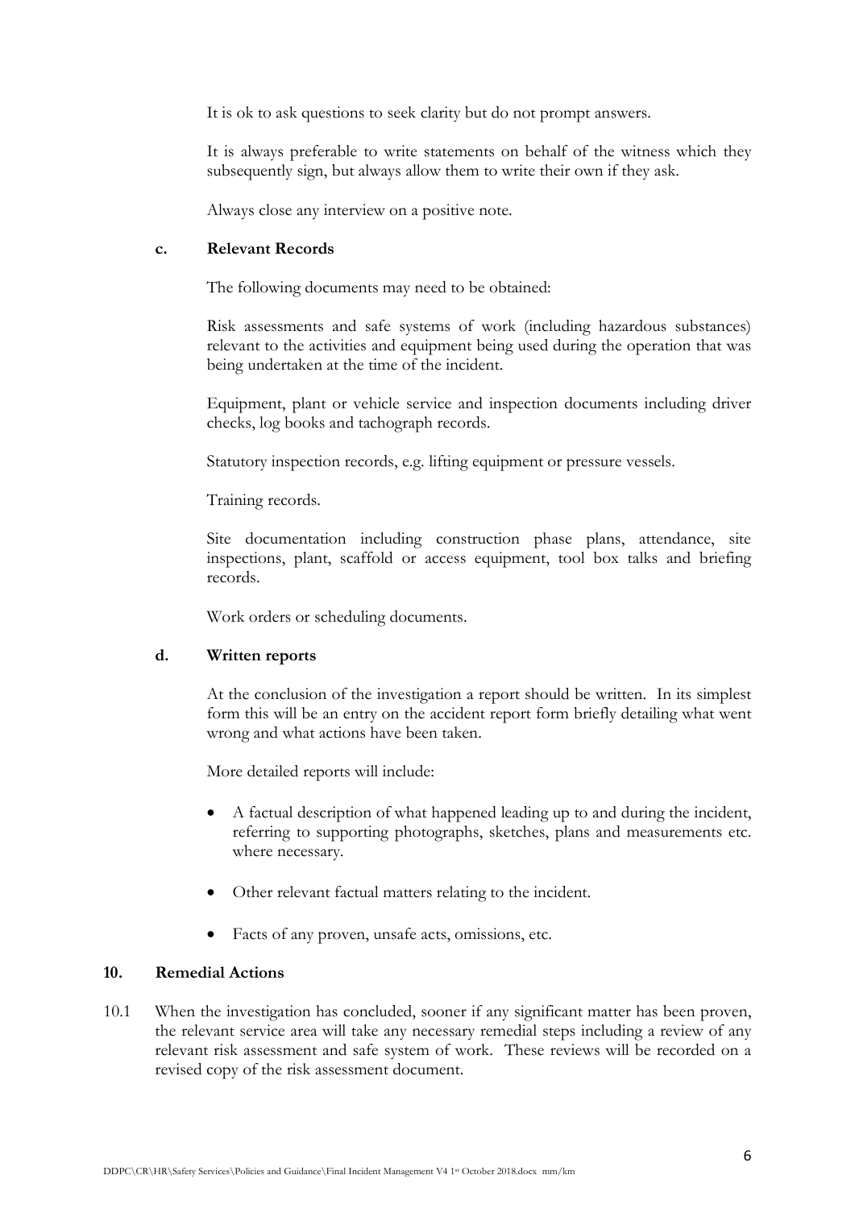It is ok to ask questions to seek clarity but do not prompt answers.

It is always preferable to write statements on behalf of the witness which they subsequently sign, but always allow them to write their own if they ask.

Always close any interview on a positive note.

**c. Relevant Records**

The following documents may need to be obtained:

Risk assessments and safe systems of work (including hazardous substances) relevant to the activities and equipment being used during the operation that was being undertaken at the time of the incident.

Equipment, plant or vehicle service and inspection documents including driver checks, log books and tachograph records.

Statutory inspection records, e.g. lifting equipment or pressure vessels.

Training records.

Site documentation including construction phase plans, attendance, site inspections, plant, scaffold or access equipment, tool box talks and briefing records.

Work orders or scheduling documents.

**d. Written reports**

At the conclusion of the investigation a report should be written. In its simplest form this will be an entry on the accident report form briefly detailing what went wrong and what actions have been taken.

More detailed reports will include:

- A factual description of what happened leading up to and during the incident, referring to supporting photographs, sketches, plans and measurements etc. where necessary.
- Other relevant factual matters relating to the incident.
- Facts of any proven, unsafe acts, omissions, etc.

## 10. Remedial Actions

10.1 When the investigation has concluded, sooner if any significant matter has been proven, the relevant service area will take any necessary remedial steps including a review of any relevant risk assessment and safe system of work. These reviews will be recorded on a revised copy of the risk assessment document.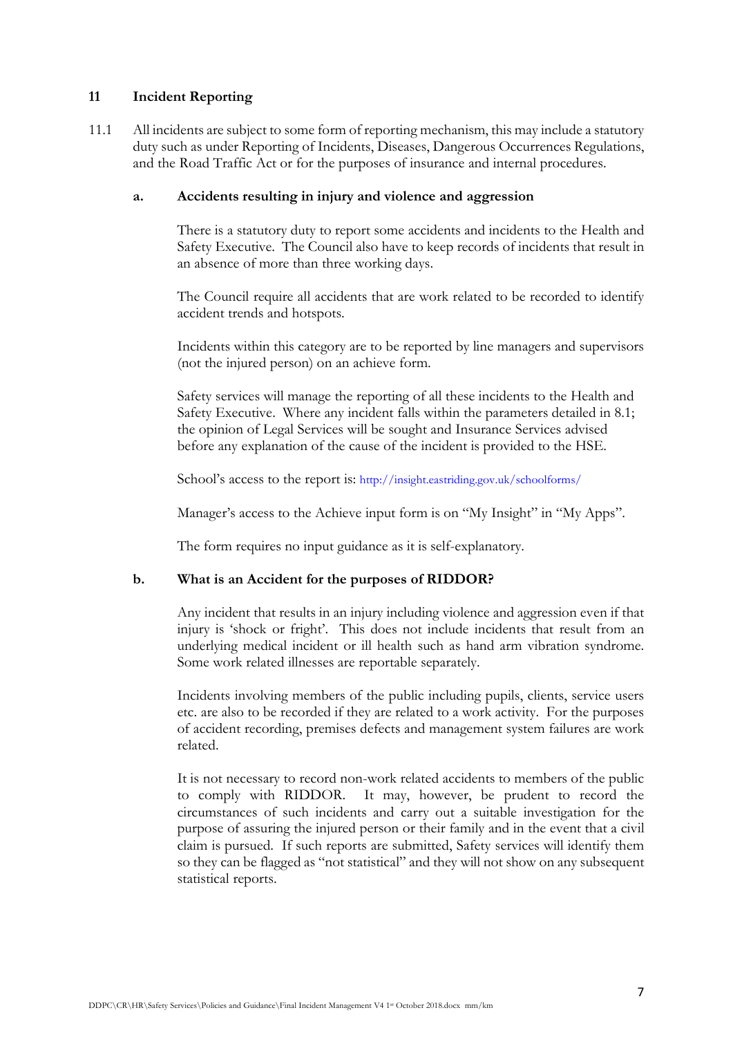## 11 Incident Reporting

11.1 All incidents are subject to some form of reporting mechanism, this may include a statutory duty such as under Reporting of Incidents, Diseases, Dangerous Occurrences Regulations, and the Road Traffic Act or for the purposes of insurance and internal procedures.

### a. Accidents resulting in injury and violence and aggression

There is a statutory duty to report some accidents and incidents to the Health and Safety Executive. The Council also have to keep records of incidents that result in an absence of more than three working days.

The Council require all accidents that are work related to be recorded to identify accident trends and hotspots.

Incidents within this category are to be reported by line managers and supervisors (not the injured person) on an achieve form.

Safety services will manage the reporting of all these incidents to the Health and Safety Executive. Where any incident falls within the parameters detailed in 8.1; the opinion of Legal Services will be sought and Insurance Services advised before any explanation of the cause of the incident is provided to the HSE.

School's access to the report is: http://insight.eastriding.gov.uk/schoolforms/

Manager's access to the Achieve input form is on "My Insight" in "My Apps".

The form requires no input guidance as it is self-explanatory.

### b. What is an Accident for the purposes of RIDDOR?

Any incident that results in an injury including violence and aggression even if that injury is 'shock or fright'. This does not include incidents that result from an underlying medical incident or ill health such as hand arm vibration syndrome. Some work related illnesses are reportable separately.

Incidents involving members of the public including pupils, clients, service users etc. are also to be recorded if they are related to a work activity. For the purposes of accident recording, premises defects and management system failures are work related.

It is not necessary to record non-work related accidents to members of the public to comply with RIDDOR. It may, however, be prudent to record the circumstances of such incidents and carry out a suitable investigation for the purpose of assuring the injured person or their family and in the event that a civil claim is pursued. If such reports are submitted, Safety services will identify them so they can be flagged as "not statistical" and they will not show on any subsequent statistical reports.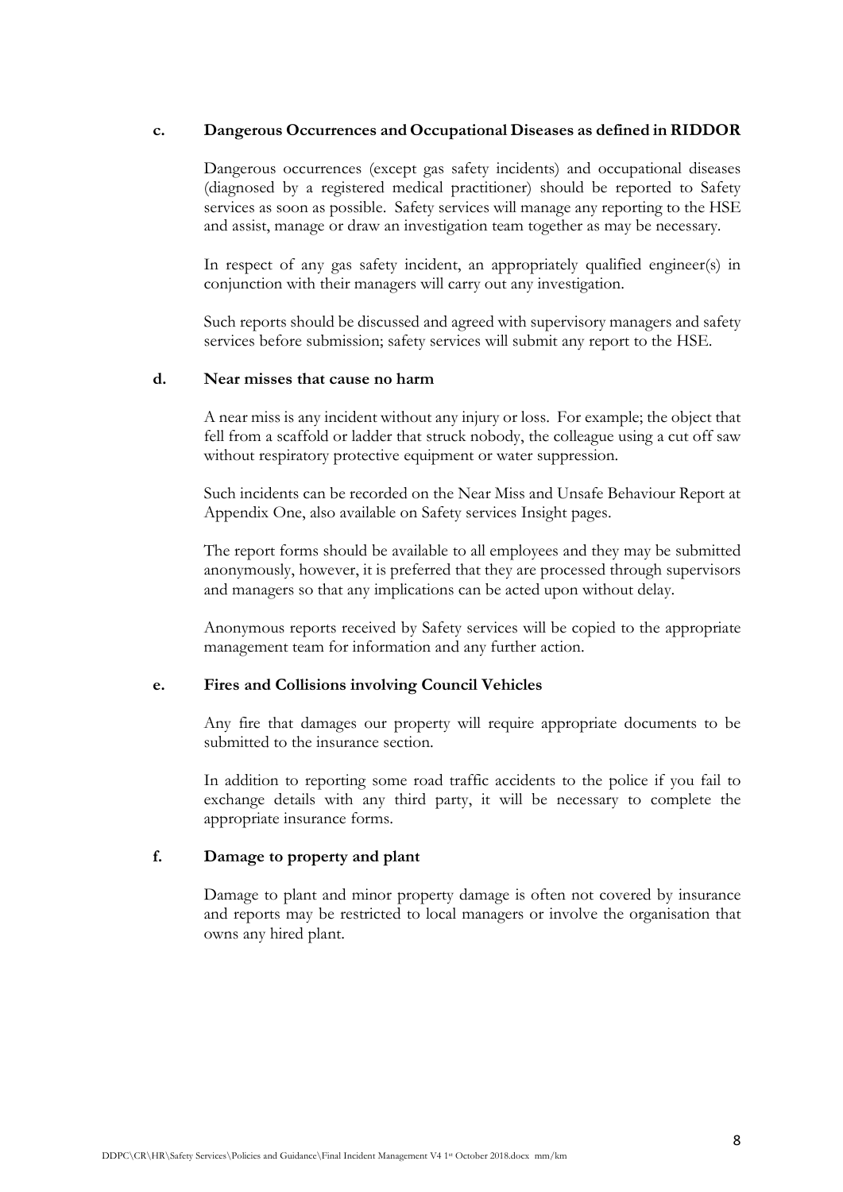**c. Dangerous Occurrences and Occupational Diseases as defined in RIDDOR**

Dangerous occurrences (except gas safety incidents) and occupational diseases (diagnosed by a registered medical practitioner) should be reported to Safety services as soon as possible. Safety services will manage any reporting to the HSE and assist, manage or draw an investigation team together as may be necessary.

In respect of any gas safety incident, an appropriately qualified engineer(s) in conjunction with their managers will carry out any investigation.

Such reports should be discussed and agreed with supervisory managers and safety services before submission; safety services will submit any report to the HSE.

**d. Near misses that cause no harm**

A near miss is any incident without any injury or loss. For example; the object that fell from a scaffold or ladder that struck nobody, the colleague using a cut off saw without respiratory protective equipment or water suppression.

Such incidents can be recorded on the Near Miss and Unsafe Behaviour Report at Appendix One, also available on Safety services Insight pages.

The report forms should be available to all employees and they may be submitted anonymously, however, it is preferred that they are processed through supervisors and managers so that any implications can be acted upon without delay.

Anonymous reports received by Safety services will be copied to the appropriate management team for information and any further action.

**e. Fires and Collisions involving Council Vehicles**

Any fire that damages our property will require appropriate documents to be submitted to the insurance section.

In addition to reporting some road traffic accidents to the police if you fail to exchange details with any third party, it will be necessary to complete the appropriate insurance forms.

**f. Damage to property and plant**

Damage to plant and minor property damage is often not covered by insurance and reports may be restricted to local managers or involve the organisation that owns any hired plant.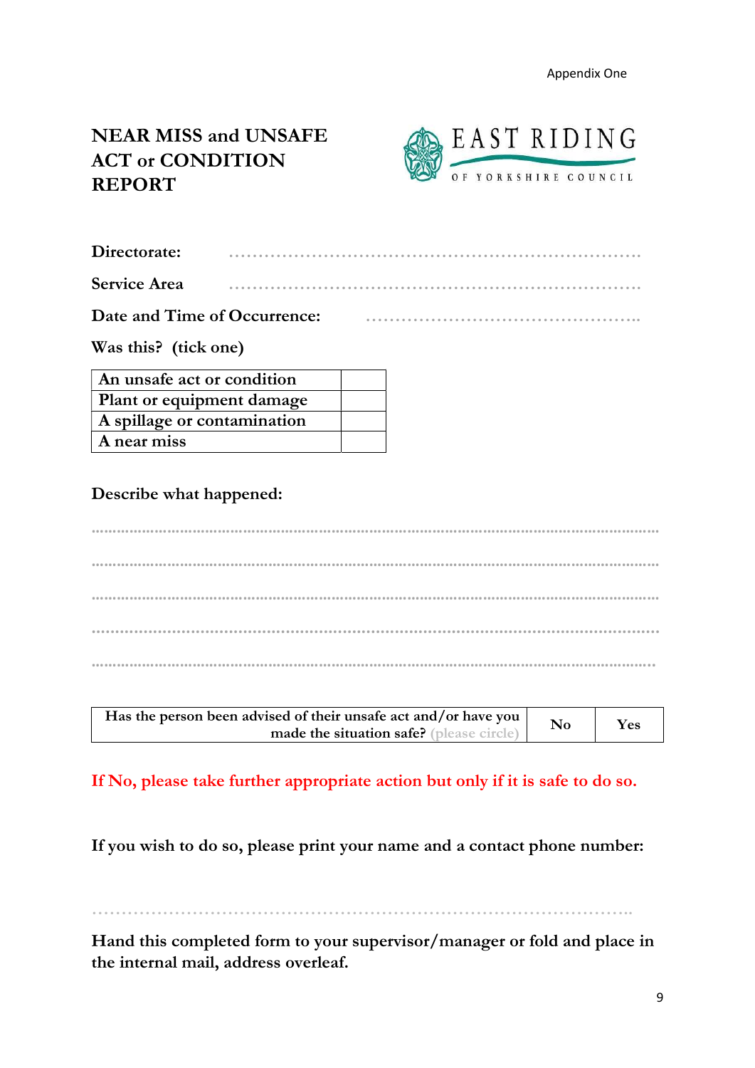Appendix One

# NEAR MISS and UNSAFE ACT or CONDITION REPORT

EAST RIDING OF YORKSHIRE COUNCIL

**Directorate:** ………………………………………………………………

**Service Area** ………………………………………………………………

**Date and Time of Occurrence:** ………………………………………………

**Was this? (tick one)**

| | |
|---|---|
| An unsafe act or condition | |
| Plant or equipment damage | |
| A spillage or contamination | |
| A near miss | |

**Describe what happened:**

……………………………………………………………………………………………………

……………………………………………………………………………………………………

……………………………………………………………………………………………………

……………………………………………………………………………………………………

……………………………………………………………………………………………………

| Has the person been advised of their unsafe act and/or have you made the situation safe? (please circle) | No | Yes |
|---|---|---|

**If No, please take further appropriate action but only if it is safe to do so.**

**If you wish to do so, please print your name and a contact phone number:**

……………………………………………………………………………………………

**Hand this completed form to your supervisor/manager or fold and place in the internal mail, address overleaf.**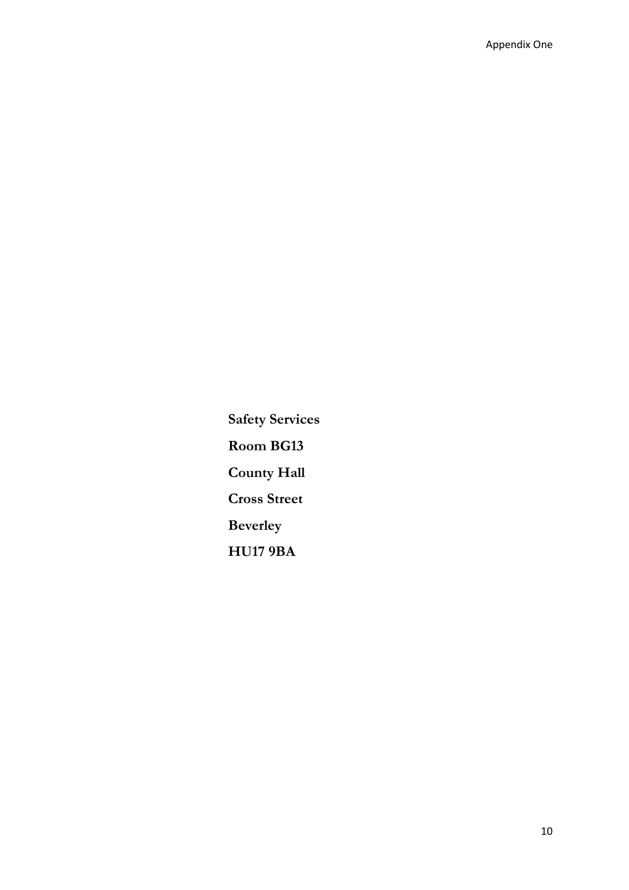**Safety Services**

**Room BG13**

**County Hall**

**Cross Street**

**Beverley**

**HU17 9BA**